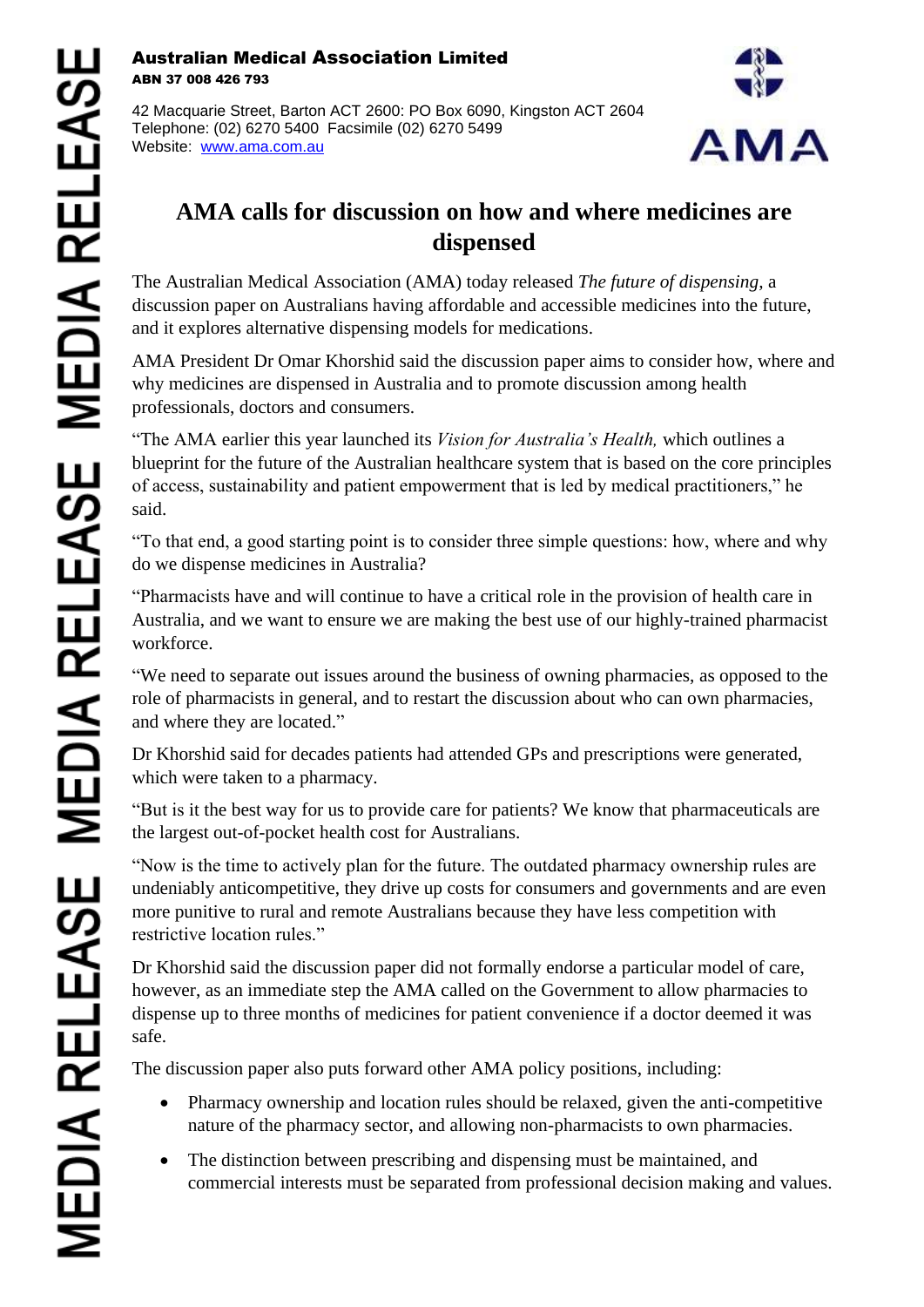**Australian Medical Association Limited**
**ABN 37 008 426 793**

42 Macquarie Street, Barton ACT 2600: PO Box 6090, Kingston ACT 2604
Telephone: (02) 6270 5400 Facsimile (02) 6270 5499
Website: www.ama.com.au

MEDIA RELEASE

# AMA calls for discussion on how and where medicines are dispensed

The Australian Medical Association (AMA) today released *The future of dispensing,* a discussion paper on Australians having affordable and accessible medicines into the future, and it explores alternative dispensing models for medications.

AMA President Dr Omar Khorshid said the discussion paper aims to consider how, where and why medicines are dispensed in Australia and to promote discussion among health professionals, doctors and consumers.

"The AMA earlier this year launched its *Vision for Australia's Health,* which outlines a blueprint for the future of the Australian healthcare system that is based on the core principles of access, sustainability and patient empowerment that is led by medical practitioners," he said.

"To that end, a good starting point is to consider three simple questions: how, where and why do we dispense medicines in Australia?

"Pharmacists have and will continue to have a critical role in the provision of health care in Australia, and we want to ensure we are making the best use of our highly-trained pharmacist workforce.

"We need to separate out issues around the business of owning pharmacies, as opposed to the role of pharmacists in general, and to restart the discussion about who can own pharmacies, and where they are located."

Dr Khorshid said for decades patients had attended GPs and prescriptions were generated, which were taken to a pharmacy.

"But is it the best way for us to provide care for patients? We know that pharmaceuticals are the largest out-of-pocket health cost for Australians.

"Now is the time to actively plan for the future. The outdated pharmacy ownership rules are undeniably anticompetitive, they drive up costs for consumers and governments and are even more punitive to rural and remote Australians because they have less competition with restrictive location rules."

Dr Khorshid said the discussion paper did not formally endorse a particular model of care, however, as an immediate step the AMA called on the Government to allow pharmacies to dispense up to three months of medicines for patient convenience if a doctor deemed it was safe.

The discussion paper also puts forward other AMA policy positions, including:

- Pharmacy ownership and location rules should be relaxed, given the anti-competitive nature of the pharmacy sector, and allowing non-pharmacists to own pharmacies.
- The distinction between prescribing and dispensing must be maintained, and commercial interests must be separated from professional decision making and values.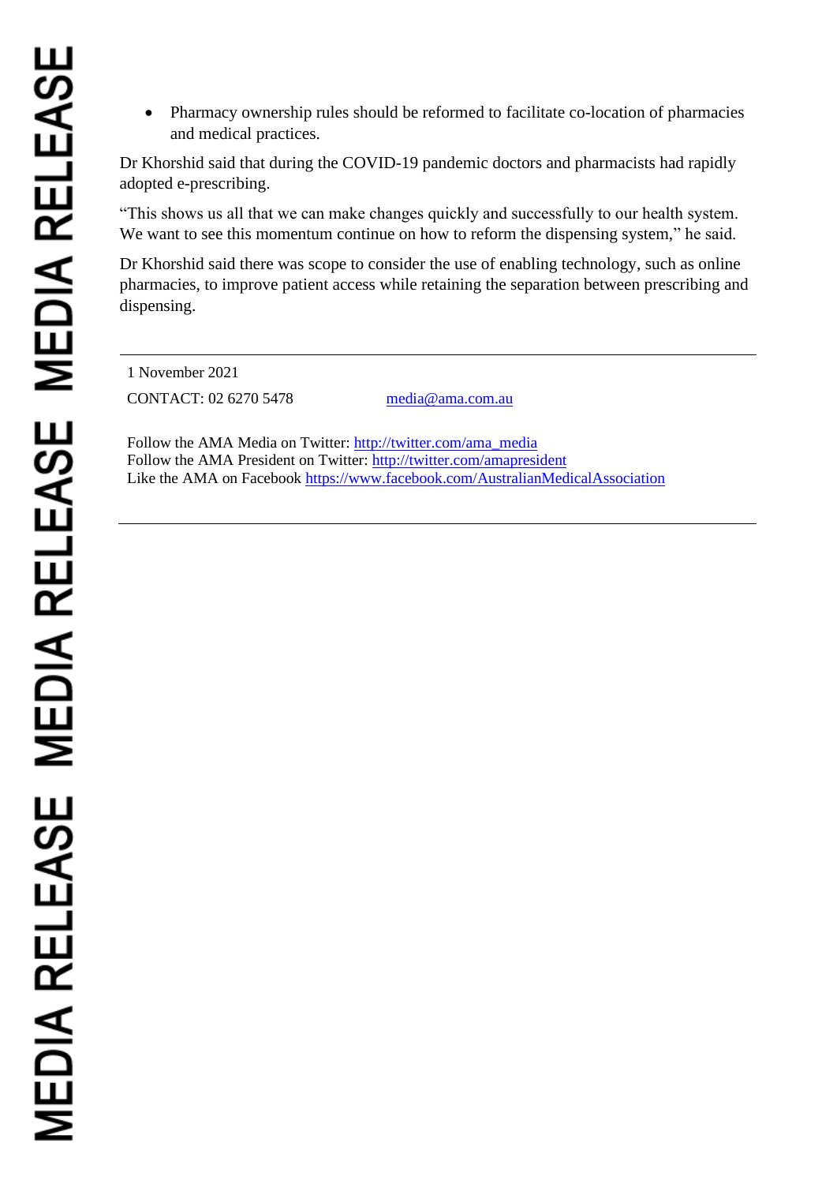- Pharmacy ownership rules should be reformed to facilitate co-location of pharmacies and medical practices.

Dr Khorshid said that during the COVID-19 pandemic doctors and pharmacists had rapidly adopted e-prescribing.

"This shows us all that we can make changes quickly and successfully to our health system. We want to see this momentum continue on how to reform the dispensing system," he said.

Dr Khorshid said there was scope to consider the use of enabling technology, such as online pharmacies, to improve patient access while retaining the separation between prescribing and dispensing.

---

1 November 2021

CONTACT: 02 6270 5478 media@ama.com.au

Follow the AMA Media on Twitter: http://twitter.com/ama_media
Follow the AMA President on Twitter: http://twitter.com/amapresident
Like the AMA on Facebook https://www.facebook.com/AustralianMedicalAssociation

---